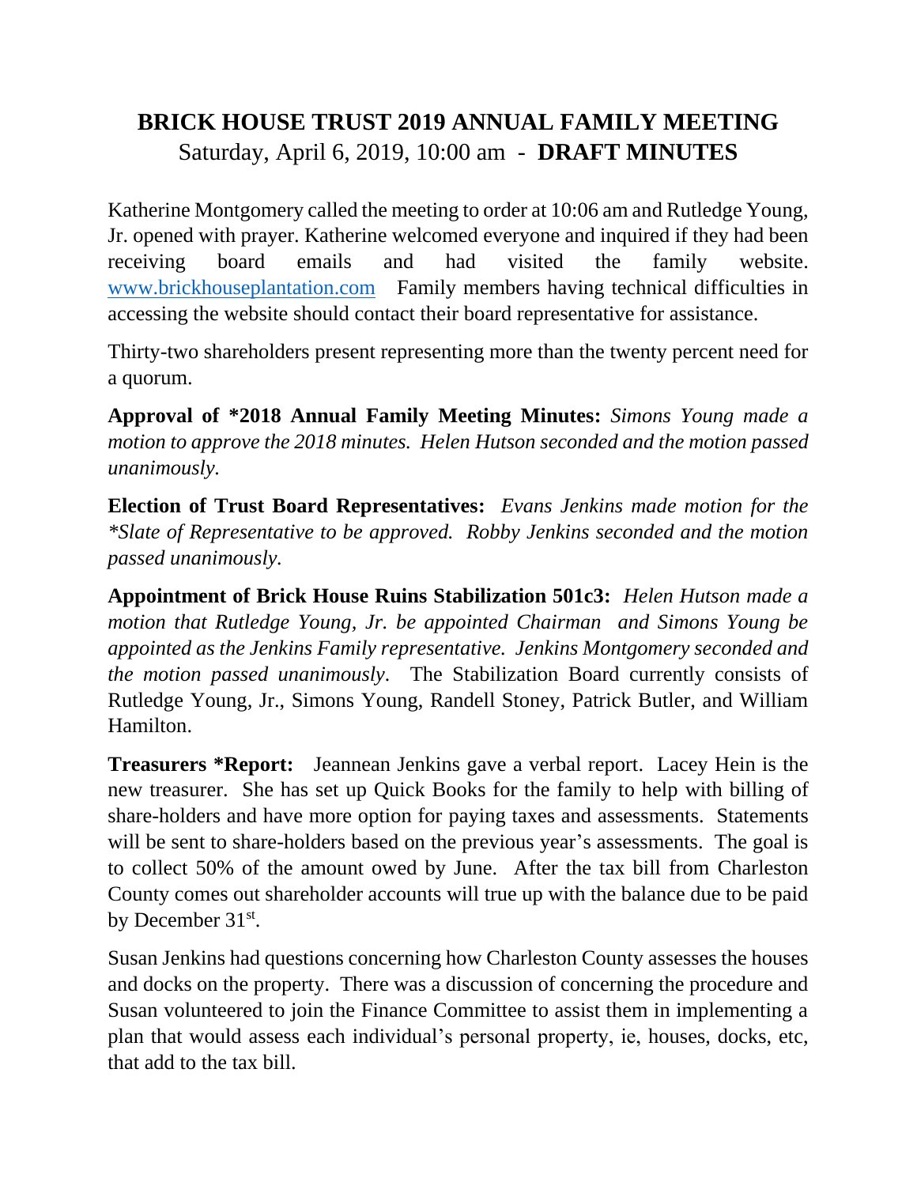# BRICK HOUSE TRUST 2019 ANNUAL FAMILY MEETING

Saturday, April 6, 2019, 10:00 am - **DRAFT MINUTES**

Katherine Montgomery called the meeting to order at 10:06 am and Rutledge Young, Jr. opened with prayer. Katherine welcomed everyone and inquired if they had been receiving board emails and had visited the family website. [www.brickhouseplantation.com](http://www.brickhouseplantation.com) Family members having technical difficulties in accessing the website should contact their board representative for assistance.

Thirty-two shareholders present representing more than the twenty percent need for a quorum.

**Approval of *2018 Annual Family Meeting Minutes:** *Simons Young made a motion to approve the 2018 minutes. Helen Hutson seconded and the motion passed unanimously.*

**Election of Trust Board Representatives:** *Evans Jenkins made motion for the *Slate of Representative to be approved. Robby Jenkins seconded and the motion passed unanimously.*

**Appointment of Brick House Ruins Stabilization 501c3:** *Helen Hutson made a motion that Rutledge Young, Jr. be appointed Chairman and Simons Young be appointed as the Jenkins Family representative. Jenkins Montgomery seconded and the motion passed unanimously.* The Stabilization Board currently consists of Rutledge Young, Jr., Simons Young, Randell Stoney, Patrick Butler, and William Hamilton.

**Treasurers *Report:** Jeannean Jenkins gave a verbal report. Lacey Hein is the new treasurer. She has set up Quick Books for the family to help with billing of share-holders and have more option for paying taxes and assessments. Statements will be sent to share-holders based on the previous year's assessments. The goal is to collect 50% of the amount owed by June. After the tax bill from Charleston County comes out shareholder accounts will true up with the balance due to be paid by December 31st.

Susan Jenkins had questions concerning how Charleston County assesses the houses and docks on the property. There was a discussion of concerning the procedure and Susan volunteered to join the Finance Committee to assist them in implementing a plan that would assess each individual's personal property, ie, houses, docks, etc, that add to the tax bill.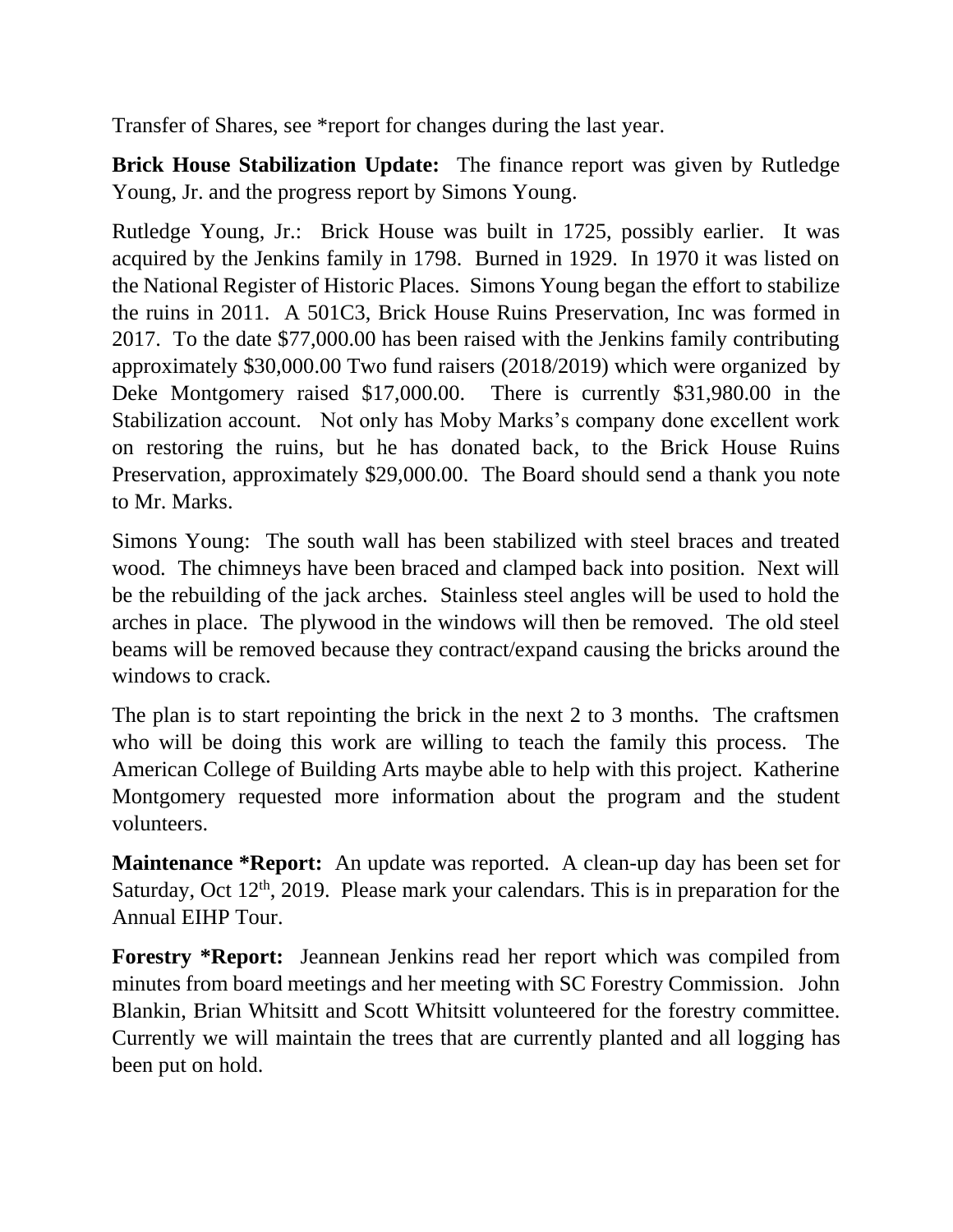Transfer of Shares, see *report for changes during the last year.

**Brick House Stabilization Update:** The finance report was given by Rutledge Young, Jr. and the progress report by Simons Young.

Rutledge Young, Jr.: Brick House was built in 1725, possibly earlier. It was acquired by the Jenkins family in 1798. Burned in 1929. In 1970 it was listed on the National Register of Historic Places. Simons Young began the effort to stabilize the ruins in 2011. A 501C3, Brick House Ruins Preservation, Inc was formed in 2017. To the date $77,000.00 has been raised with the Jenkins family contributing approximately $30,000.00 Two fund raisers (2018/2019) which were organized by Deke Montgomery raised $17,000.00. There is currently $31,980.00 in the Stabilization account. Not only has Moby Marks's company done excellent work on restoring the ruins, but he has donated back, to the Brick House Ruins Preservation, approximately $29,000.00. The Board should send a thank you note to Mr. Marks.

Simons Young: The south wall has been stabilized with steel braces and treated wood. The chimneys have been braced and clamped back into position. Next will be the rebuilding of the jack arches. Stainless steel angles will be used to hold the arches in place. The plywood in the windows will then be removed. The old steel beams will be removed because they contract/expand causing the bricks around the windows to crack.

The plan is to start repointing the brick in the next 2 to 3 months. The craftsmen who will be doing this work are willing to teach the family this process. The American College of Building Arts maybe able to help with this project. Katherine Montgomery requested more information about the program and the student volunteers.

**Maintenance *Report:** An update was reported. A clean-up day has been set for Saturday, Oct 12th, 2019. Please mark your calendars. This is in preparation for the Annual EIHP Tour.

**Forestry *Report:** Jeannean Jenkins read her report which was compiled from minutes from board meetings and her meeting with SC Forestry Commission. John Blankin, Brian Whitsitt and Scott Whitsitt volunteered for the forestry committee. Currently we will maintain the trees that are currently planted and all logging has been put on hold.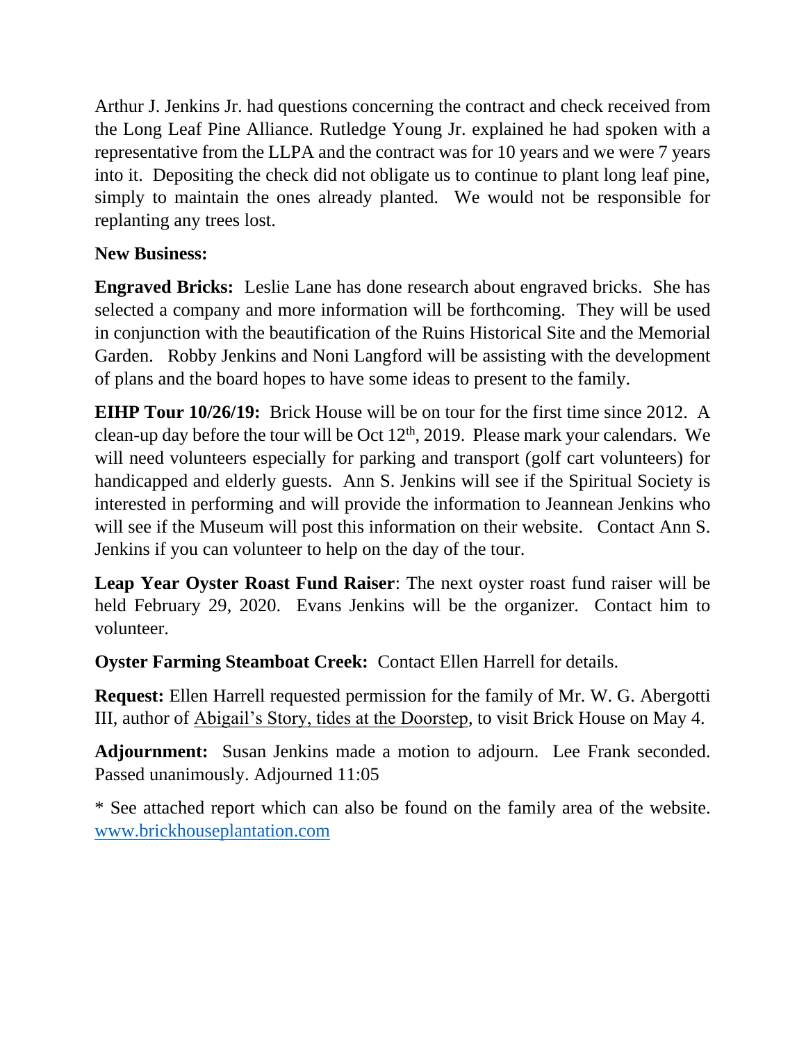Arthur J. Jenkins Jr. had questions concerning the contract and check received from the Long Leaf Pine Alliance. Rutledge Young Jr. explained he had spoken with a representative from the LLPA and the contract was for 10 years and we were 7 years into it. Depositing the check did not obligate us to continue to plant long leaf pine, simply to maintain the ones already planted. We would not be responsible for replanting any trees lost.

**New Business:**

**Engraved Bricks:** Leslie Lane has done research about engraved bricks. She has selected a company and more information will be forthcoming. They will be used in conjunction with the beautification of the Ruins Historical Site and the Memorial Garden. Robby Jenkins and Noni Langford will be assisting with the development of plans and the board hopes to have some ideas to present to the family.

**EIHP Tour 10/26/19:** Brick House will be on tour for the first time since 2012. A clean-up day before the tour will be Oct 12th, 2019. Please mark your calendars. We will need volunteers especially for parking and transport (golf cart volunteers) for handicapped and elderly guests. Ann S. Jenkins will see if the Spiritual Society is interested in performing and will provide the information to Jeannean Jenkins who will see if the Museum will post this information on their website. Contact Ann S. Jenkins if you can volunteer to help on the day of the tour.

**Leap Year Oyster Roast Fund Raiser**: The next oyster roast fund raiser will be held February 29, 2020. Evans Jenkins will be the organizer. Contact him to volunteer.

**Oyster Farming Steamboat Creek:** Contact Ellen Harrell for details.

**Request:** Ellen Harrell requested permission for the family of Mr. W. G. Abergotti III, author of Abigail's Story, tides at the Doorstep, to visit Brick House on May 4.

**Adjournment:** Susan Jenkins made a motion to adjourn. Lee Frank seconded. Passed unanimously. Adjourned 11:05

* See attached report which can also be found on the family area of the website. [www.brickhouseplantation.com](http://www.brickhouseplantation.com)